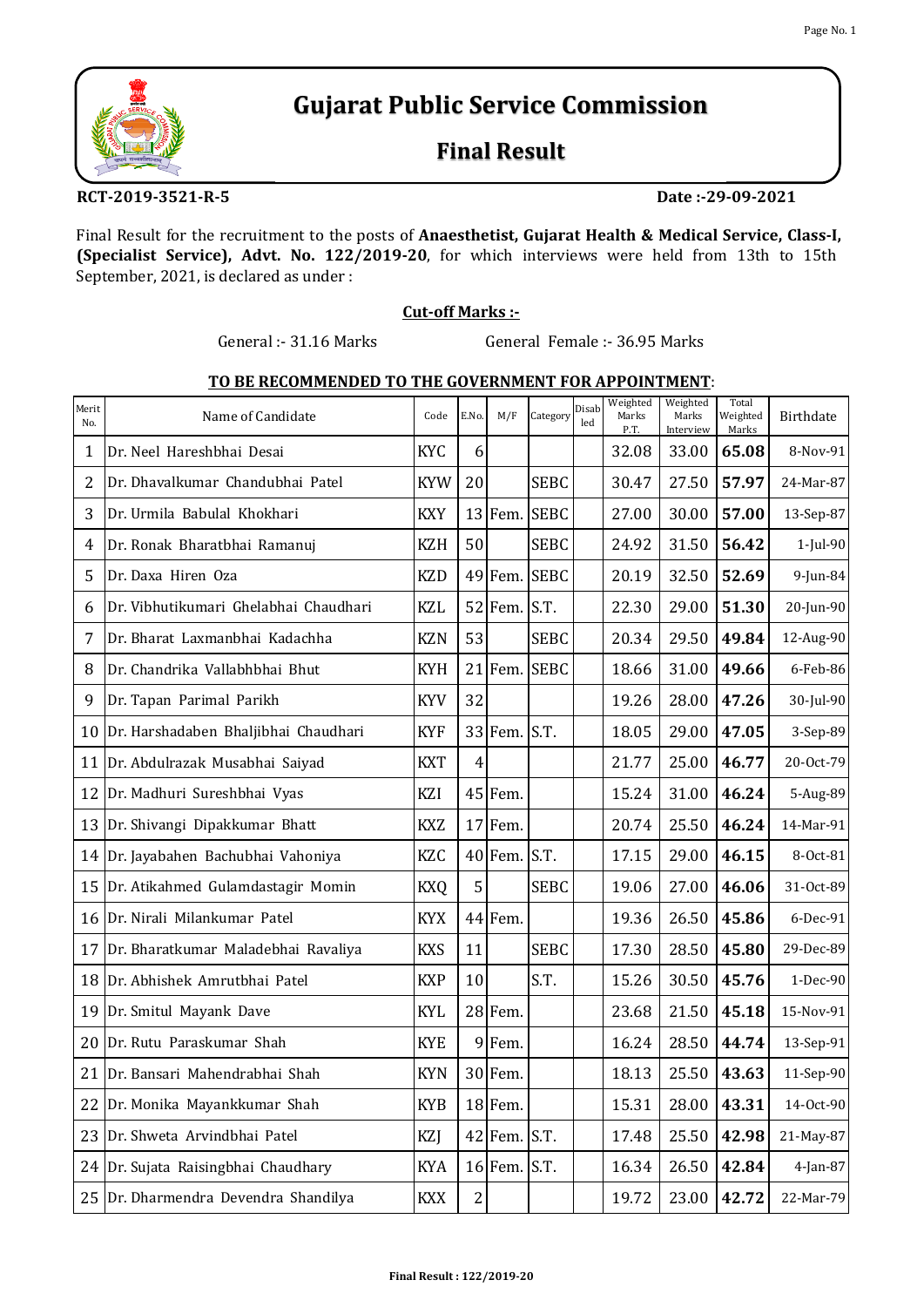# Gujarat Public Service Commission

## Final Result

**RCT-2019-3521-R-5** **Date :-29-09-2021**

Final Result for the recruitment to the posts of **Anaesthetist, Gujarat Health & Medical Service, Class-I, (Specialist Service), Advt. No. 122/2019-20**, for which interviews were held from 13th to 15th September, 2021, is declared as under :

**Cut-off Marks :-**

General :- 31.16 Marks General Female :- 36.95 Marks

**TO BE RECOMMENDED TO THE GOVERNMENT FOR APPOINTMENT**:

| Merit No. | Name of Candidate | Code | E.No. | M/F | Category | Disabled | Weighted Marks P.T. | Weighted Marks Interview | Total Weighted Marks | Birthdate |
|---|---|---|---|---|---|---|---|---|---|---|
| 1 | Dr. Neel Hareshbhai Desai | KYC | 6 | | | | 32.08 | 33.00 | **65.08** | 8-Nov-91 |
| 2 | Dr. Dhavalkumar Chandubhai Patel | KYW | 20 | | SEBC | | 30.47 | 27.50 | **57.97** | 24-Mar-87 |
| 3 | Dr. Urmila Babulal Khokhari | KXY | 13 | Fem. | SEBC | | 27.00 | 30.00 | **57.00** | 13-Sep-87 |
| 4 | Dr. Ronak Bharatbhai Ramanuj | KZH | 50 | | SEBC | | 24.92 | 31.50 | **56.42** | 1-Jul-90 |
| 5 | Dr. Daxa Hiren Oza | KZD | 49 | Fem. | SEBC | | 20.19 | 32.50 | **52.69** | 9-Jun-84 |
| 6 | Dr. Vibhutikumari Ghelabhai Chaudhari | KZL | 52 | Fem. | S.T. | | 22.30 | 29.00 | **51.30** | 20-Jun-90 |
| 7 | Dr. Bharat Laxmanbhai Kadachha | KZN | 53 | | SEBC | | 20.34 | 29.50 | **49.84** | 12-Aug-90 |
| 8 | Dr. Chandrika Vallabhbhai Bhut | KYH | 21 | Fem. | SEBC | | 18.66 | 31.00 | **49.66** | 6-Feb-86 |
| 9 | Dr. Tapan Parimal Parikh | KYV | 32 | | | | 19.26 | 28.00 | **47.26** | 30-Jul-90 |
| 10 | Dr. Harshadaben Bhaljibhai Chaudhari | KYF | 33 | Fem. | S.T. | | 18.05 | 29.00 | **47.05** | 3-Sep-89 |
| 11 | Dr. Abdulrazak Musabhai Saiyad | KXT | 4 | | | | 21.77 | 25.00 | **46.77** | 20-Oct-79 |
| 12 | Dr. Madhuri Sureshbhai Vyas | KZI | 45 | Fem. | | | 15.24 | 31.00 | **46.24** | 5-Aug-89 |
| 13 | Dr. Shivangi Dipakkumar Bhatt | KXZ | 17 | Fem. | | | 20.74 | 25.50 | **46.24** | 14-Mar-91 |
| 14 | Dr. Jayabahen Bachubhai Vahoniya | KZC | 40 | Fem. | S.T. | | 17.15 | 29.00 | **46.15** | 8-Oct-81 |
| 15 | Dr. Atikahmed Gulamdastagir Momin | KXQ | 5 | | SEBC | | 19.06 | 27.00 | **46.06** | 31-Oct-89 |
| 16 | Dr. Nirali Milankumar Patel | KYX | 44 | Fem. | | | 19.36 | 26.50 | **45.86** | 6-Dec-91 |
| 17 | Dr. Bharatkumar Maladebhai Ravaliya | KXS | 11 | | SEBC | | 17.30 | 28.50 | **45.80** | 29-Dec-89 |
| 18 | Dr. Abhishek Amrutbhai Patel | KXP | 10 | | S.T. | | 15.26 | 30.50 | **45.76** | 1-Dec-90 |
| 19 | Dr. Smitul Mayank Dave | KYL | 28 | Fem. | | | 23.68 | 21.50 | **45.18** | 15-Nov-91 |
| 20 | Dr. Rutu Paraskumar Shah | KYE | 9 | Fem. | | | 16.24 | 28.50 | **44.74** | 13-Sep-91 |
| 21 | Dr. Bansari Mahendrabhai Shah | KYN | 30 | Fem. | | | 18.13 | 25.50 | **43.63** | 11-Sep-90 |
| 22 | Dr. Monika Mayankkumar Shah | KYB | 18 | Fem. | | | 15.31 | 28.00 | **43.31** | 14-Oct-90 |
| 23 | Dr. Shweta Arvindbhai Patel | KZJ | 42 | Fem. | S.T. | | 17.48 | 25.50 | **42.98** | 21-May-87 |
| 24 | Dr. Sujata Raisingbhai Chaudhary | KYA | 16 | Fem. | S.T. | | 16.34 | 26.50 | **42.84** | 4-Jan-87 |
| 25 | Dr. Dharmendra Devendra Shandilya | KXX | 2 | | | | 19.72 | 23.00 | **42.72** | 22-Mar-79 |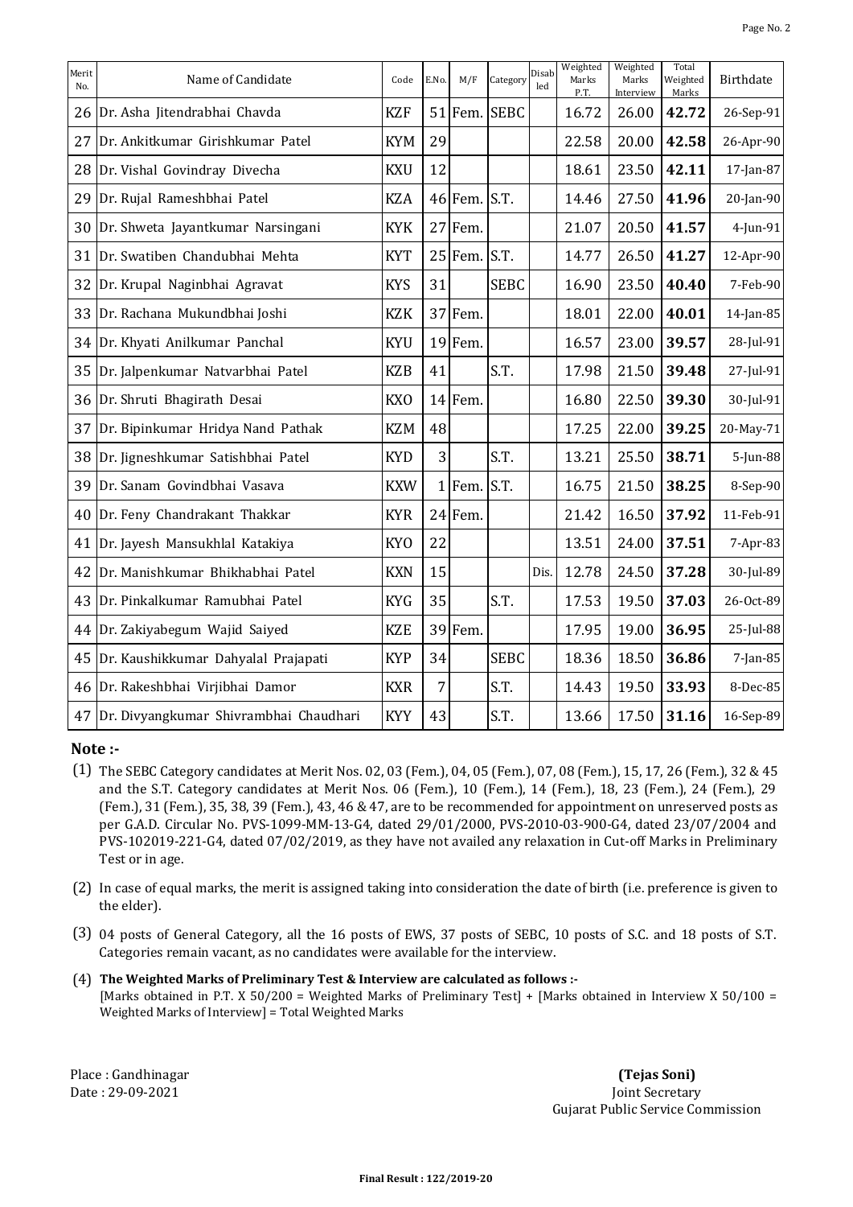| Merit No. | Name of Candidate | Code | E.No. | M/F | Category | Disabled | Weighted Marks P.T. | Weighted Marks Interview | Total Weighted Marks | Birthdate |
|---|---|---|---|---|---|---|---|---|---|---|
| 26 | Dr. Asha Jitendrabhai Chavda | KZF | 51 | Fem. | SEBC | | 16.72 | 26.00 | **42.72** | 26-Sep-91 |
| 27 | Dr. Ankitkumar Girishkumar Patel | KYM | 29 | | | | 22.58 | 20.00 | **42.58** | 26-Apr-90 |
| 28 | Dr. Vishal Govindray Divecha | KXU | 12 | | | | 18.61 | 23.50 | **42.11** | 17-Jan-87 |
| 29 | Dr. Rujal Rameshbhai Patel | KZA | 46 | Fem. | S.T. | | 14.46 | 27.50 | **41.96** | 20-Jan-90 |
| 30 | Dr. Shweta Jayantkumar Narsingani | KYK | 27 | Fem. | | | 21.07 | 20.50 | **41.57** | 4-Jun-91 |
| 31 | Dr. Swatiben Chandubhai Mehta | KYT | 25 | Fem. | S.T. | | 14.77 | 26.50 | **41.27** | 12-Apr-90 |
| 32 | Dr. Krupal Naginbhai Agravat | KYS | 31 | | SEBC | | 16.90 | 23.50 | **40.40** | 7-Feb-90 |
| 33 | Dr. Rachana Mukundbhai Joshi | KZK | 37 | Fem. | | | 18.01 | 22.00 | **40.01** | 14-Jan-85 |
| 34 | Dr. Khyati Anilkumar Panchal | KYU | 19 | Fem. | | | 16.57 | 23.00 | **39.57** | 28-Jul-91 |
| 35 | Dr. Jalpenkumar Natvarbhai Patel | KZB | 41 | | S.T. | | 17.98 | 21.50 | **39.48** | 27-Jul-91 |
| 36 | Dr. Shruti Bhagirath Desai | KXO | 14 | Fem. | | | 16.80 | 22.50 | **39.30** | 30-Jul-91 |
| 37 | Dr. Bipinkumar Hridya Nand Pathak | KZM | 48 | | | | 17.25 | 22.00 | **39.25** | 20-May-71 |
| 38 | Dr. Jigneshkumar Satishbhai Patel | KYD | 3 | | S.T. | | 13.21 | 25.50 | **38.71** | 5-Jun-88 |
| 39 | Dr. Sanam Govindbhai Vasava | KXW | 1 | Fem. | S.T. | | 16.75 | 21.50 | **38.25** | 8-Sep-90 |
| 40 | Dr. Feny Chandrakant Thakkar | KYR | 24 | Fem. | | | 21.42 | 16.50 | **37.92** | 11-Feb-91 |
| 41 | Dr. Jayesh Mansukhlal Katakiya | KYO | 22 | | | | 13.51 | 24.00 | **37.51** | 7-Apr-83 |
| 42 | Dr. Manishkumar Bhikhabhai Patel | KXN | 15 | | | Dis. | 12.78 | 24.50 | **37.28** | 30-Jul-89 |
| 43 | Dr. Pinkalkumar Ramubhai Patel | KYG | 35 | | S.T. | | 17.53 | 19.50 | **37.03** | 26-Oct-89 |
| 44 | Dr. Zakiyabegum Wajid Saiyed | KZE | 39 | Fem. | | | 17.95 | 19.00 | **36.95** | 25-Jul-88 |
| 45 | Dr. Kaushikkumar Dahyalal Prajapati | KYP | 34 | | SEBC | | 18.36 | 18.50 | **36.86** | 7-Jan-85 |
| 46 | Dr. Rakeshbhai Virjibhai Damor | KXR | 7 | | S.T. | | 14.43 | 19.50 | **33.93** | 8-Dec-85 |
| 47 | Dr. Divyangkumar Shivrambhai Chaudhari | KYY | 43 | | S.T. | | 13.66 | 17.50 | **31.16** | 16-Sep-89 |

## Note :-

(1) The SEBC Category candidates at Merit Nos. 02, 03 (Fem.), 04, 05 (Fem.), 07, 08 (Fem.), 15, 17, 26 (Fem.), 32 & 45 and the S.T. Category candidates at Merit Nos. 06 (Fem.), 10 (Fem.), 14 (Fem.), 18, 23 (Fem.), 24 (Fem.), 29 (Fem.), 31 (Fem.), 35, 38, 39 (Fem.), 43, 46 & 47, are to be recommended for appointment on unreserved posts as per G.A.D. Circular No. PVS-1099-MM-13-G4, dated 29/01/2000, PVS-2010-03-900-G4, dated 23/07/2004 and PVS-102019-221-G4, dated 07/02/2019, as they have not availed any relaxation in Cut-off Marks in Preliminary Test or in age.

(2) In case of equal marks, the merit is assigned taking into consideration the date of birth (i.e. preference is given to the elder).

(3) 04 posts of General Category, all the 16 posts of EWS, 37 posts of SEBC, 10 posts of S.C. and 18 posts of S.T. Categories remain vacant, as no candidates were available for the interview.

(4) **The Weighted Marks of Preliminary Test & Interview are calculated as follows :-**
[Marks obtained in P.T. X 50/200 = Weighted Marks of Preliminary Test] + [Marks obtained in Interview X 50/100 = Weighted Marks of Interview] = Total Weighted Marks

Place : Gandhinagar
Date : 29-09-2021

**(Tejas Soni)**
Joint Secretary
Gujarat Public Service Commission

**Final Result : 122/2019-20**